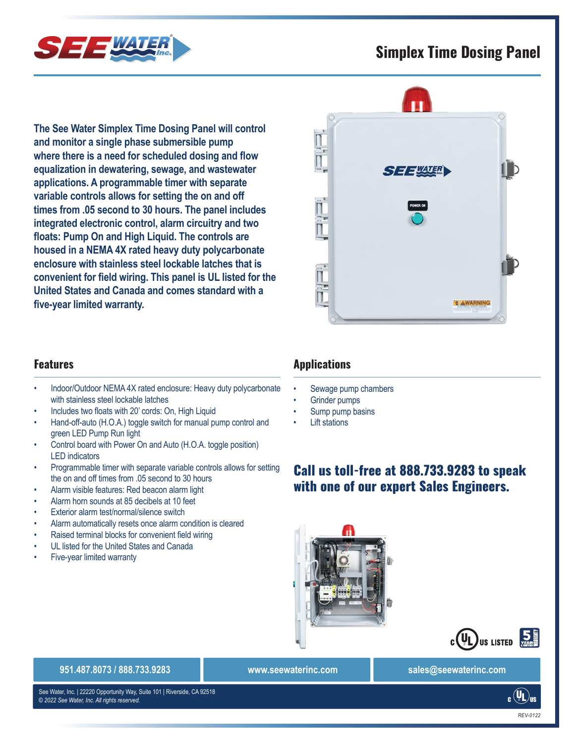# Simplex Time Dosing Panel

**The See Water Simplex Time Dosing Panel will control and monitor a single phase submersible pump where there is a need for scheduled dosing and flow equalization in dewatering, sewage, and wastewater applications. A programmable timer with separate variable controls allows for setting the on and off times from .05 second to 30 hours. The panel includes integrated electronic control, alarm circuitry and two floats: Pump On and High Liquid. The controls are housed in a NEMA 4X rated heavy duty polycarbonate enclosure with stainless steel lockable latches that is convenient for field wiring. This panel is UL listed for the United States and Canada and comes standard with a five-year limited warranty.**

## Features

- Indoor/Outdoor NEMA 4X rated enclosure: Heavy duty polycarbonate with stainless steel lockable latches
- Includes two floats with 20' cords: On, High Liquid
- Hand-off-auto (H.O.A.) toggle switch for manual pump control and green LED Pump Run light
- Control board with Power On and Auto (H.O.A. toggle position) LED indicators
- Programmable timer with separate variable controls allows for setting the on and off times from .05 second to 30 hours
- Alarm visible features: Red beacon alarm light
- Alarm horn sounds at 85 decibels at 10 feet
- Exterior alarm test/normal/silence switch
- Alarm automatically resets once alarm condition is cleared
- Raised terminal blocks for convenient field wiring
- UL listed for the United States and Canada
- Five-year limited warranty

## Applications

- Sewage pump chambers
- Grinder pumps
- Sump pump basins
- Lift stations

**Call us toll-free at 888.733.9283 to speak with one of our expert Sales Engineers.**

c UL US LISTED

951.487.8073 / 888.733.9283 | www.seewaterinc.com | sales@seewaterinc.com

See Water, Inc. | 22220 Opportunity Way, Suite 101 | Riverside, CA 92518
*© 2022 See Water, Inc. All rights reserved.*

*REV-0122*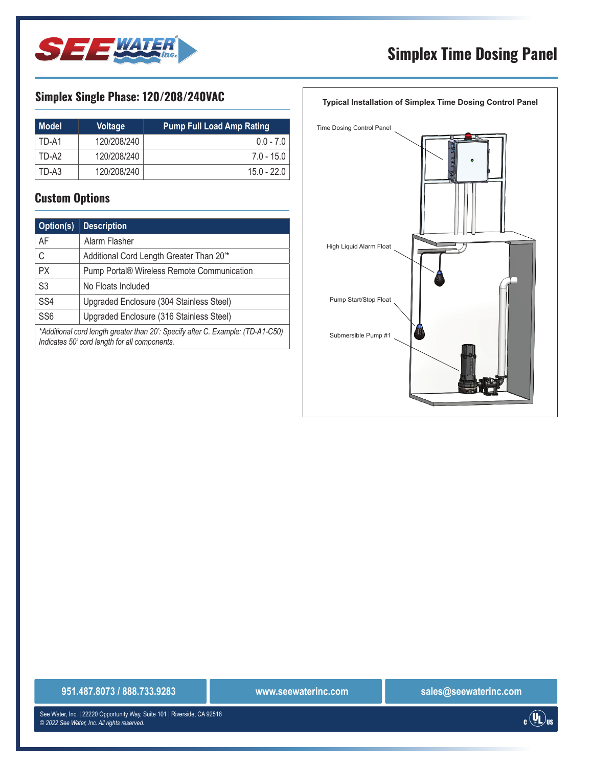# Simplex Time Dosing Panel

## Simplex Single Phase: 120/208/240VAC

| Model | Voltage | Pump Full Load Amp Rating |
|---|---|---|
| TD-A1 | 120/208/240 | 0.0 - 7.0 |
| TD-A2 | 120/208/240 | 7.0 - 15.0 |
| TD-A3 | 120/208/240 | 15.0 - 22.0 |

## Custom Options

| Option(s) | Description |
|---|---|
| AF | Alarm Flasher |
| C | Additional Cord Length Greater Than 20'* |
| PX | Pump Portal® Wireless Remote Communication |
| S3 | No Floats Included |
| SS4 | Upgraded Enclosure (304 Stainless Steel) |
| SS6 | Upgraded Enclosure (316 Stainless Steel) |

*\*Additional cord length greater than 20': Specify after C. Example: (TD-A1-C50) Indicates 50' cord length for all components.*

**Typical Installation of Simplex Time Dosing Control Panel**

Time Dosing Control Panel

High Liquid Alarm Float

Pump Start/Stop Float

Submersible Pump #1

951.487.8073 / 888.733.9283 | www.seewaterinc.com | sales@seewaterinc.com

See Water, Inc. | 22220 Opportunity Way, Suite 101 | Riverside, CA 92518

*© 2022 See Water, Inc. All rights reserved.*